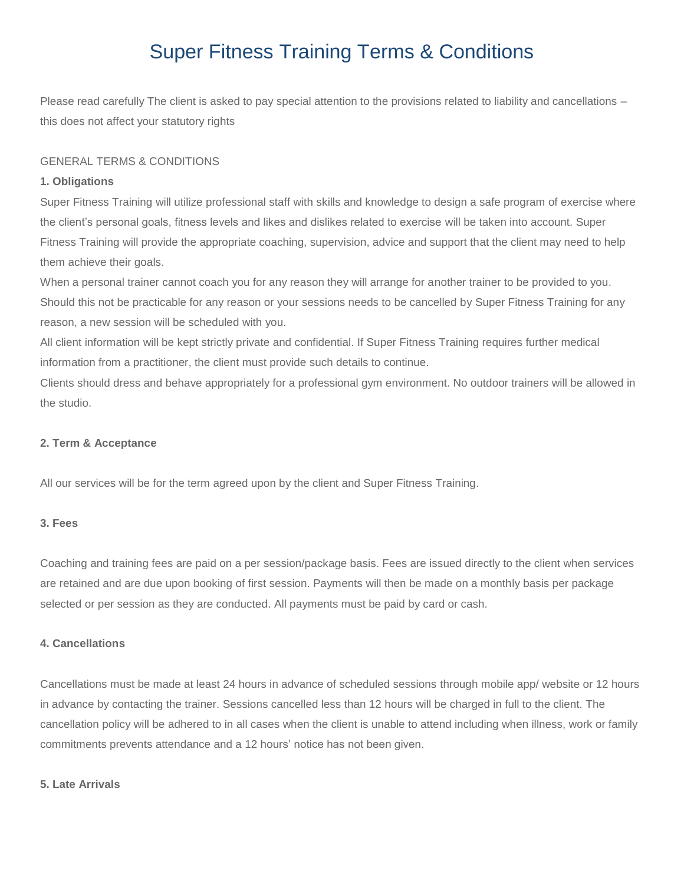# Super Fitness Training Terms & Conditions

Please read carefully The client is asked to pay special attention to the provisions related to liability and cancellations – this does not affect your statutory rights

GENERAL TERMS & CONDITIONS

**1. Obligations**

Super Fitness Training will utilize professional staff with skills and knowledge to design a safe program of exercise where the client's personal goals, fitness levels and likes and dislikes related to exercise will be taken into account. Super Fitness Training will provide the appropriate coaching, supervision, advice and support that the client may need to help them achieve their goals.

When a personal trainer cannot coach you for any reason they will arrange for another trainer to be provided to you. Should this not be practicable for any reason or your sessions needs to be cancelled by Super Fitness Training for any reason, a new session will be scheduled with you.

All client information will be kept strictly private and confidential. If Super Fitness Training requires further medical information from a practitioner, the client must provide such details to continue.

Clients should dress and behave appropriately for a professional gym environment. No outdoor trainers will be allowed in the studio.

**2. Term & Acceptance**

All our services will be for the term agreed upon by the client and Super Fitness Training.

**3. Fees**

Coaching and training fees are paid on a per session/package basis. Fees are issued directly to the client when services are retained and are due upon booking of first session. Payments will then be made on a monthly basis per package selected or per session as they are conducted. All payments must be paid by card or cash.

**4. Cancellations**

Cancellations must be made at least 24 hours in advance of scheduled sessions through mobile app/ website or 12 hours in advance by contacting the trainer. Sessions cancelled less than 12 hours will be charged in full to the client. The cancellation policy will be adhered to in all cases when the client is unable to attend including when illness, work or family commitments prevents attendance and a 12 hours' notice has not been given.

**5. Late Arrivals**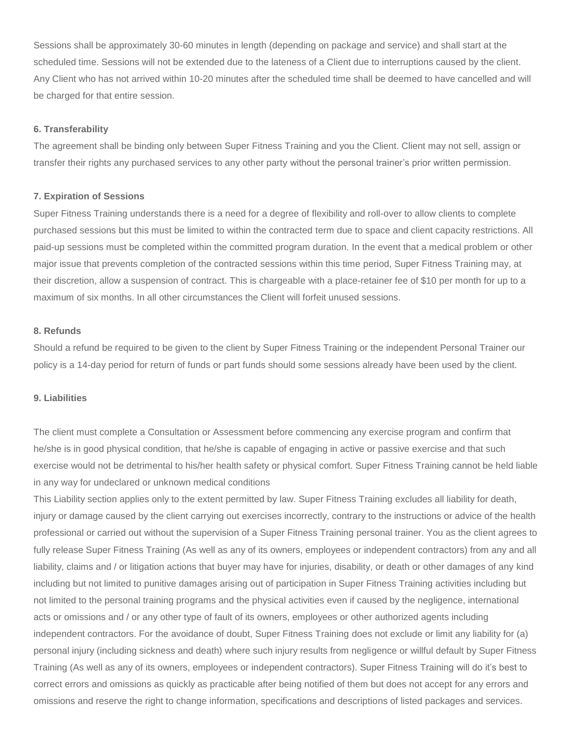Sessions shall be approximately 30-60 minutes in length (depending on package and service) and shall start at the scheduled time. Sessions will not be extended due to the lateness of a Client due to interruptions caused by the client. Any Client who has not arrived within 10-20 minutes after the scheduled time shall be deemed to have cancelled and will be charged for that entire session.

**6. Transferability**

The agreement shall be binding only between Super Fitness Training and you the Client. Client may not sell, assign or transfer their rights any purchased services to any other party without the personal trainer's prior written permission.

**7. Expiration of Sessions**

Super Fitness Training understands there is a need for a degree of flexibility and roll-over to allow clients to complete purchased sessions but this must be limited to within the contracted term due to space and client capacity restrictions. All paid-up sessions must be completed within the committed program duration. In the event that a medical problem or other major issue that prevents completion of the contracted sessions within this time period, Super Fitness Training may, at their discretion, allow a suspension of contract. This is chargeable with a place-retainer fee of $10 per month for up to a maximum of six months. In all other circumstances the Client will forfeit unused sessions.

**8. Refunds**

Should a refund be required to be given to the client by Super Fitness Training or the independent Personal Trainer our policy is a 14-day period for return of funds or part funds should some sessions already have been used by the client.

**9. Liabilities**

The client must complete a Consultation or Assessment before commencing any exercise program and confirm that he/she is in good physical condition, that he/she is capable of engaging in active or passive exercise and that such exercise would not be detrimental to his/her health safety or physical comfort. Super Fitness Training cannot be held liable in any way for undeclared or unknown medical conditions

This Liability section applies only to the extent permitted by law. Super Fitness Training excludes all liability for death, injury or damage caused by the client carrying out exercises incorrectly, contrary to the instructions or advice of the health professional or carried out without the supervision of a Super Fitness Training personal trainer. You as the client agrees to fully release Super Fitness Training (As well as any of its owners, employees or independent contractors) from any and all liability, claims and / or litigation actions that buyer may have for injuries, disability, or death or other damages of any kind including but not limited to punitive damages arising out of participation in Super Fitness Training activities including but not limited to the personal training programs and the physical activities even if caused by the negligence, international acts or omissions and / or any other type of fault of its owners, employees or other authorized agents including independent contractors. For the avoidance of doubt, Super Fitness Training does not exclude or limit any liability for (a) personal injury (including sickness and death) where such injury results from negligence or willful default by Super Fitness Training (As well as any of its owners, employees or independent contractors). Super Fitness Training will do it's best to correct errors and omissions as quickly as practicable after being notified of them but does not accept for any errors and omissions and reserve the right to change information, specifications and descriptions of listed packages and services.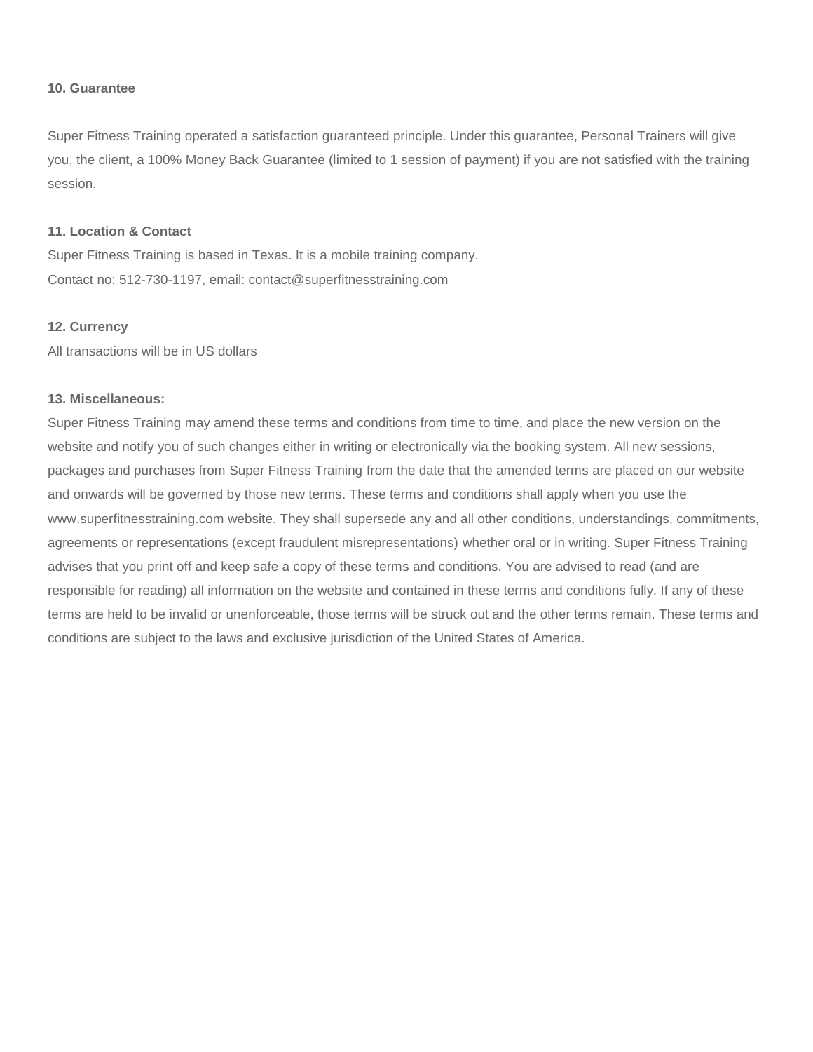**10. Guarantee**

Super Fitness Training operated a satisfaction guaranteed principle. Under this guarantee, Personal Trainers will give you, the client, a 100% Money Back Guarantee (limited to 1 session of payment) if you are not satisfied with the training session.

**11. Location & Contact**

Super Fitness Training is based in Texas. It is a mobile training company.
Contact no: 512-730-1197, email: contact@superfitnesstraining.com

**12. Currency**

All transactions will be in US dollars

**13. Miscellaneous:**

Super Fitness Training may amend these terms and conditions from time to time, and place the new version on the website and notify you of such changes either in writing or electronically via the booking system. All new sessions, packages and purchases from Super Fitness Training from the date that the amended terms are placed on our website and onwards will be governed by those new terms. These terms and conditions shall apply when you use the www.superfitnesstraining.com website. They shall supersede any and all other conditions, understandings, commitments, agreements or representations (except fraudulent misrepresentations) whether oral or in writing. Super Fitness Training advises that you print off and keep safe a copy of these terms and conditions. You are advised to read (and are responsible for reading) all information on the website and contained in these terms and conditions fully. If any of these terms are held to be invalid or unenforceable, those terms will be struck out and the other terms remain. These terms and conditions are subject to the laws and exclusive jurisdiction of the United States of America.